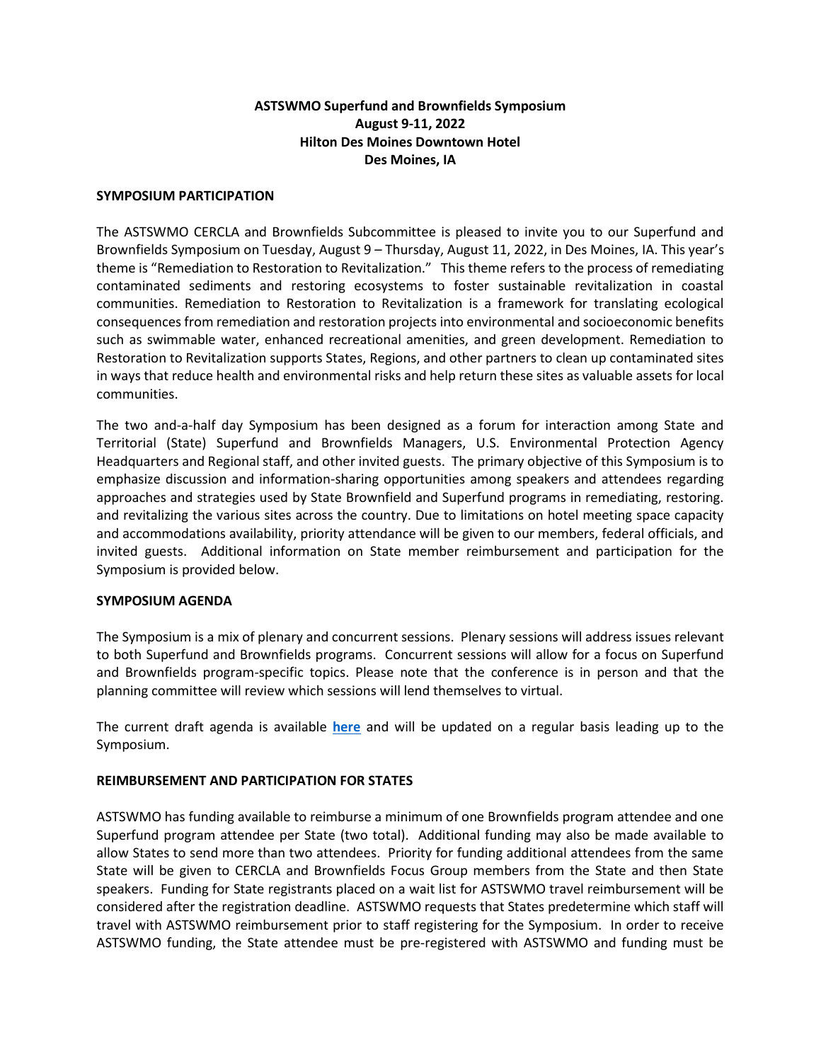**ASTSWMO Superfund and Brownfields Symposium**
**August 9-11, 2022**
**Hilton Des Moines Downtown Hotel**
**Des Moines, IA**

## SYMPOSIUM PARTICIPATION

The ASTSWMO CERCLA and Brownfields Subcommittee is pleased to invite you to our Superfund and Brownfields Symposium on Tuesday, August 9 – Thursday, August 11, 2022, in Des Moines, IA. This year's theme is "Remediation to Restoration to Revitalization." This theme refers to the process of remediating contaminated sediments and restoring ecosystems to foster sustainable revitalization in coastal communities. Remediation to Restoration to Revitalization is a framework for translating ecological consequences from remediation and restoration projects into environmental and socioeconomic benefits such as swimmable water, enhanced recreational amenities, and green development. Remediation to Restoration to Revitalization supports States, Regions, and other partners to clean up contaminated sites in ways that reduce health and environmental risks and help return these sites as valuable assets for local communities.

The two and-a-half day Symposium has been designed as a forum for interaction among State and Territorial (State) Superfund and Brownfields Managers, U.S. Environmental Protection Agency Headquarters and Regional staff, and other invited guests. The primary objective of this Symposium is to emphasize discussion and information-sharing opportunities among speakers and attendees regarding approaches and strategies used by State Brownfield and Superfund programs in remediating, restoring. and revitalizing the various sites across the country. Due to limitations on hotel meeting space capacity and accommodations availability, priority attendance will be given to our members, federal officials, and invited guests. Additional information on State member reimbursement and participation for the Symposium is provided below.

## SYMPOSIUM AGENDA

The Symposium is a mix of plenary and concurrent sessions. Plenary sessions will address issues relevant to both Superfund and Brownfields programs. Concurrent sessions will allow for a focus on Superfund and Brownfields program-specific topics. Please note that the conference is in person and that the planning committee will review which sessions will lend themselves to virtual.

The current draft agenda is available **here** and will be updated on a regular basis leading up to the Symposium.

## REIMBURSEMENT AND PARTICIPATION FOR STATES

ASTSWMO has funding available to reimburse a minimum of one Brownfields program attendee and one Superfund program attendee per State (two total). Additional funding may also be made available to allow States to send more than two attendees. Priority for funding additional attendees from the same State will be given to CERCLA and Brownfields Focus Group members from the State and then State speakers. Funding for State registrants placed on a wait list for ASTSWMO travel reimbursement will be considered after the registration deadline. ASTSWMO requests that States predetermine which staff will travel with ASTSWMO reimbursement prior to staff registering for the Symposium. In order to receive ASTSWMO funding, the State attendee must be pre-registered with ASTSWMO and funding must be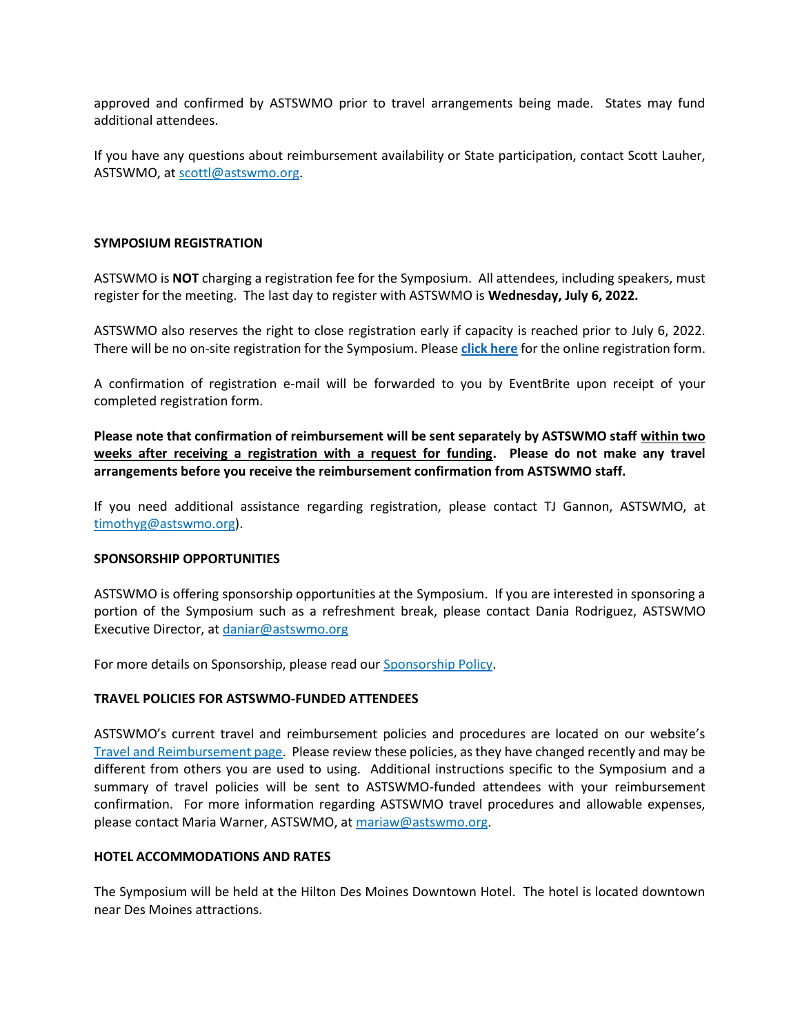approved and confirmed by ASTSWMO prior to travel arrangements being made. States may fund additional attendees.

If you have any questions about reimbursement availability or State participation, contact Scott Lauher, ASTSWMO, at scottl@astswmo.org.

## SYMPOSIUM REGISTRATION

ASTSWMO is **NOT** charging a registration fee for the Symposium. All attendees, including speakers, must register for the meeting. The last day to register with ASTSWMO is **Wednesday, July 6, 2022.**

ASTSWMO also reserves the right to close registration early if capacity is reached prior to July 6, 2022. There will be no on-site registration for the Symposium. Please **click here** for the online registration form.

A confirmation of registration e-mail will be forwarded to you by EventBrite upon receipt of your completed registration form.

**Please note that confirmation of reimbursement will be sent separately by ASTSWMO staff within two weeks after receiving a registration with a request for funding. Please do not make any travel arrangements before you receive the reimbursement confirmation from ASTSWMO staff.**

If you need additional assistance regarding registration, please contact TJ Gannon, ASTSWMO, at timothyg@astswmo.org).

## SPONSORSHIP OPPORTUNITIES

ASTSWMO is offering sponsorship opportunities at the Symposium. If you are interested in sponsoring a portion of the Symposium such as a refreshment break, please contact Dania Rodriguez, ASTSWMO Executive Director, at daniar@astswmo.org

For more details on Sponsorship, please read our Sponsorship Policy.

## TRAVEL POLICIES FOR ASTSWMO-FUNDED ATTENDEES

ASTSWMO's current travel and reimbursement policies and procedures are located on our website's Travel and Reimbursement page. Please review these policies, as they have changed recently and may be different from others you are used to using. Additional instructions specific to the Symposium and a summary of travel policies will be sent to ASTSWMO-funded attendees with your reimbursement confirmation. For more information regarding ASTSWMO travel procedures and allowable expenses, please contact Maria Warner, ASTSWMO, at mariaw@astswmo.org.

## HOTEL ACCOMMODATIONS AND RATES

The Symposium will be held at the Hilton Des Moines Downtown Hotel. The hotel is located downtown near Des Moines attractions.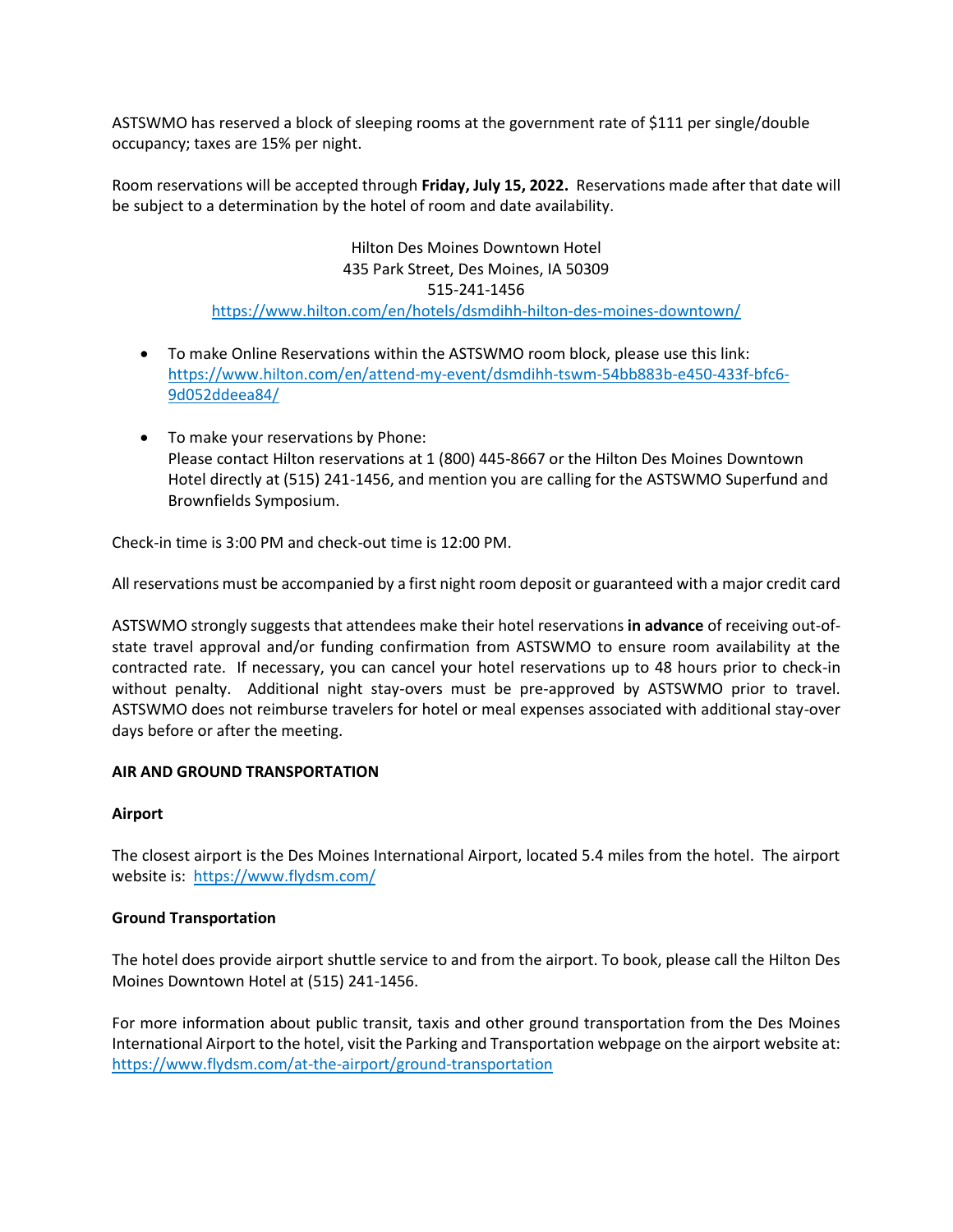ASTSWMO has reserved a block of sleeping rooms at the government rate of $111 per single/double occupancy; taxes are 15% per night.

Room reservations will be accepted through **Friday, July 15, 2022.** Reservations made after that date will be subject to a determination by the hotel of room and date availability.

Hilton Des Moines Downtown Hotel
435 Park Street, Des Moines, IA 50309
515-241-1456
https://www.hilton.com/en/hotels/dsmdihh-hilton-des-moines-downtown/

- To make Online Reservations within the ASTSWMO room block, please use this link: https://www.hilton.com/en/attend-my-event/dsmdihh-tswm-54bb883b-e450-433f-bfc6-9d052ddeea84/

- To make your reservations by Phone:
  Please contact Hilton reservations at 1 (800) 445-8667 or the Hilton Des Moines Downtown Hotel directly at (515) 241-1456, and mention you are calling for the ASTSWMO Superfund and Brownfields Symposium.

Check-in time is 3:00 PM and check-out time is 12:00 PM.

All reservations must be accompanied by a first night room deposit or guaranteed with a major credit card

ASTSWMO strongly suggests that attendees make their hotel reservations **in advance** of receiving out-of-state travel approval and/or funding confirmation from ASTSWMO to ensure room availability at the contracted rate. If necessary, you can cancel your hotel reservations up to 48 hours prior to check-in without penalty. Additional night stay-overs must be pre-approved by ASTSWMO prior to travel. ASTSWMO does not reimburse travelers for hotel or meal expenses associated with additional stay-over days before or after the meeting.

## AIR AND GROUND TRANSPORTATION

### Airport

The closest airport is the Des Moines International Airport, located 5.4 miles from the hotel. The airport website is: https://www.flydsm.com/

### Ground Transportation

The hotel does provide airport shuttle service to and from the airport. To book, please call the Hilton Des Moines Downtown Hotel at (515) 241-1456.

For more information about public transit, taxis and other ground transportation from the Des Moines International Airport to the hotel, visit the Parking and Transportation webpage on the airport website at: https://www.flydsm.com/at-the-airport/ground-transportation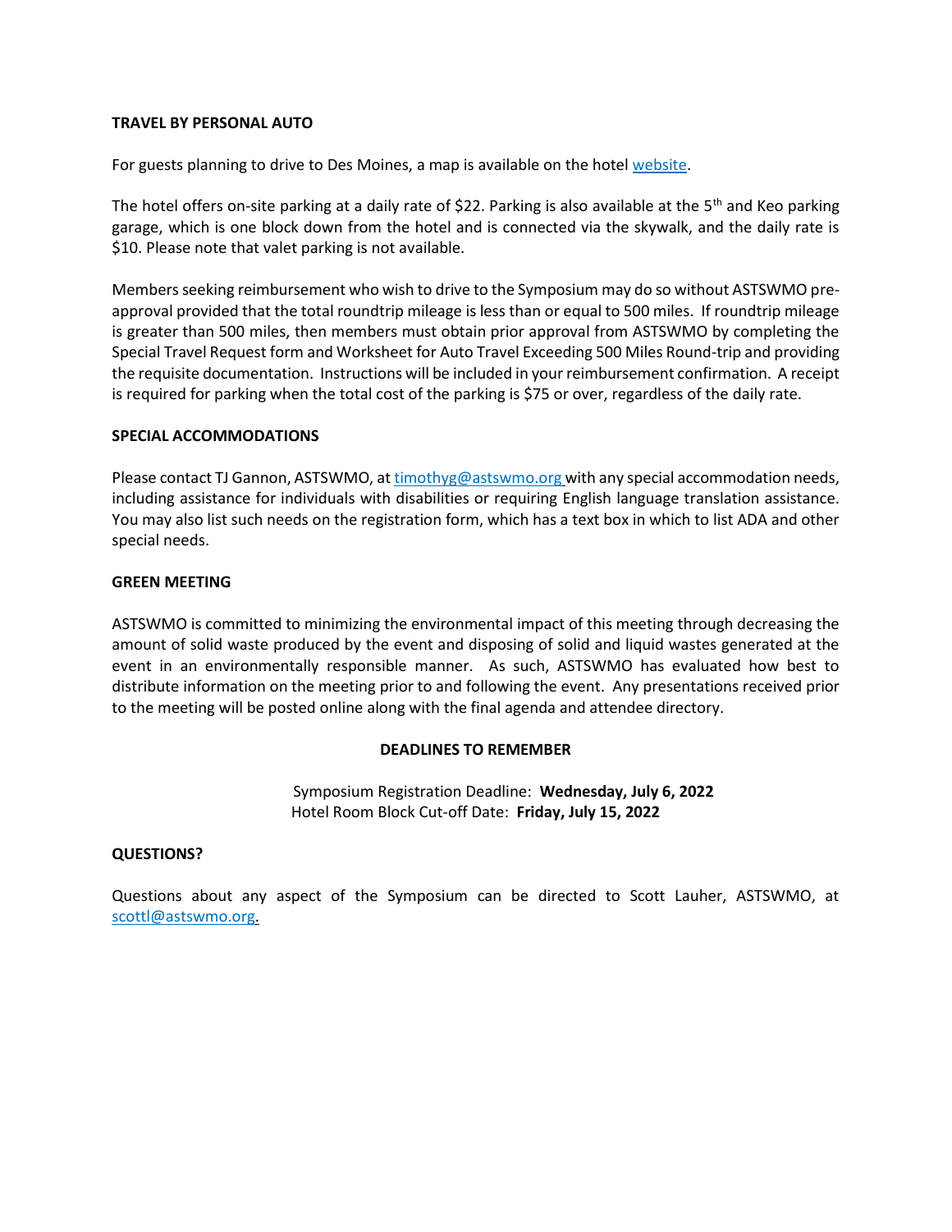**TRAVEL BY PERSONAL AUTO**

For guests planning to drive to Des Moines, a map is available on the hotel [website](website).

The hotel offers on-site parking at a daily rate of $22. Parking is also available at the 5th and Keo parking garage, which is one block down from the hotel and is connected via the skywalk, and the daily rate is $10. Please note that valet parking is not available.

Members seeking reimbursement who wish to drive to the Symposium may do so without ASTSWMO pre-approval provided that the total roundtrip mileage is less than or equal to 500 miles. If roundtrip mileage is greater than 500 miles, then members must obtain prior approval from ASTSWMO by completing the Special Travel Request form and Worksheet for Auto Travel Exceeding 500 Miles Round-trip and providing the requisite documentation. Instructions will be included in your reimbursement confirmation. A receipt is required for parking when the total cost of the parking is $75 or over, regardless of the daily rate.

**SPECIAL ACCOMMODATIONS**

Please contact TJ Gannon, ASTSWMO, at timothyg@astswmo.org with any special accommodation needs, including assistance for individuals with disabilities or requiring English language translation assistance. You may also list such needs on the registration form, which has a text box in which to list ADA and other special needs.

**GREEN MEETING**

ASTSWMO is committed to minimizing the environmental impact of this meeting through decreasing the amount of solid waste produced by the event and disposing of solid and liquid wastes generated at the event in an environmentally responsible manner. As such, ASTSWMO has evaluated how best to distribute information on the meeting prior to and following the event. Any presentations received prior to the meeting will be posted online along with the final agenda and attendee directory.

**DEADLINES TO REMEMBER**

Symposium Registration Deadline: **Wednesday, July 6, 2022**
Hotel Room Block Cut-off Date: **Friday, July 15, 2022**

**QUESTIONS?**

Questions about any aspect of the Symposium can be directed to Scott Lauher, ASTSWMO, at scottl@astswmo.org.